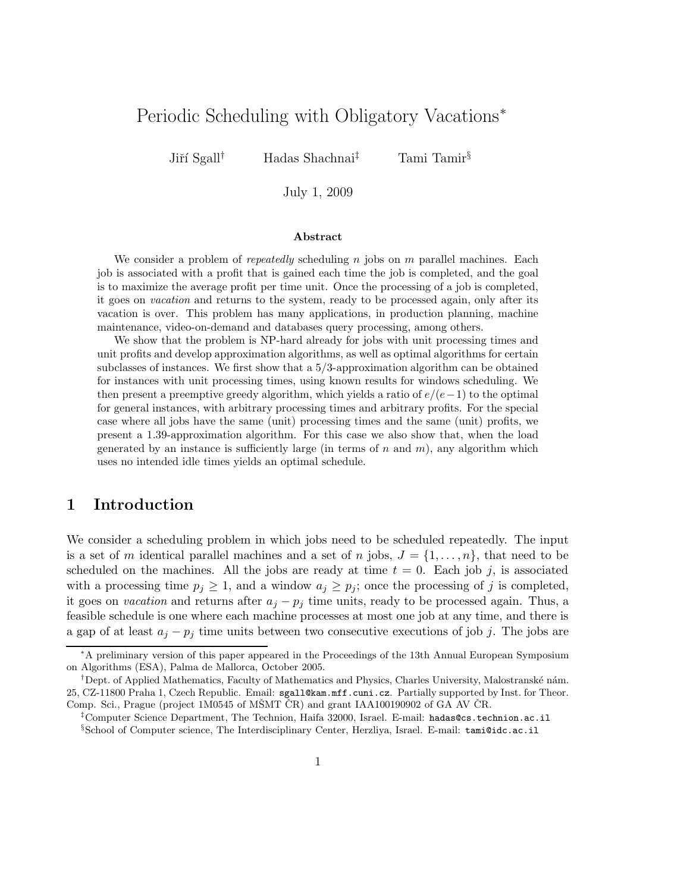# Periodic Scheduling with Obligatory Vacations*

Jiří Sgall[†] Hadas Shachnai[‡] Tami Tamir[§]

July 1, 2009

### Abstract

We consider a problem of *repeatedly* scheduling $n$ jobs on $m$ parallel machines. Each job is associated with a profit that is gained each time the job is completed, and the goal is to maximize the average profit per time unit. Once the processing of a job is completed, it goes on *vacation* and returns to the system, ready to be processed again, only after its vacation is over. This problem has many applications, in production planning, machine maintenance, video-on-demand and databases query processing, among others.

We show that the problem is NP-hard already for jobs with unit processing times and unit profits and develop approximation algorithms, as well as optimal algorithms for certain subclasses of instances. We first show that a 5/3-approximation algorithm can be obtained for instances with unit processing times, using known results for windows scheduling. We then present a preemptive greedy algorithm, which yields a ratio of $e/(e-1)$ to the optimal for general instances, with arbitrary processing times and arbitrary profits. For the special case where all jobs have the same (unit) processing times and the same (unit) profits, we present a 1.39-approximation algorithm. For this case we also show that, when the load generated by an instance is sufficiently large (in terms of $n$ and $m$), any algorithm which uses no intended idle times yields an optimal schedule.

## 1 Introduction

We consider a scheduling problem in which jobs need to be scheduled repeatedly. The input is a set of $m$ identical parallel machines and a set of $n$ jobs, $J = \{1, \ldots, n\}$, that need to be scheduled on the machines. All the jobs are ready at time $t = 0$. Each job $j$, is associated with a processing time $p_j \geq 1$, and a window $a_j \geq p_j$; once the processing of $j$ is completed, it goes on *vacation* and returns after $a_j - p_j$ time units, ready to be processed again. Thus, a feasible schedule is one where each machine processes at most one job at any time, and there is a gap of at least $a_j - p_j$ time units between two consecutive executions of job $j$. The jobs are

---

*A preliminary version of this paper appeared in the Proceedings of the 13th Annual European Symposium on Algorithms (ESA), Palma de Mallorca, October 2005.

[†]Dept. of Applied Mathematics, Faculty of Mathematics and Physics, Charles University, Malostranské nám. 25, CZ-11800 Praha 1, Czech Republic. Email: sgall@kam.mff.cuni.cz. Partially supported by Inst. for Theor. Comp. Sci., Prague (project 1M0545 of MŠMT ČR) and grant IAA100190902 of GA AV ČR.

[‡]Computer Science Department, The Technion, Haifa 32000, Israel. E-mail: hadas@cs.technion.ac.il

[§]School of Computer science, The Interdisciplinary Center, Herzliya, Israel. E-mail: tami@idc.ac.il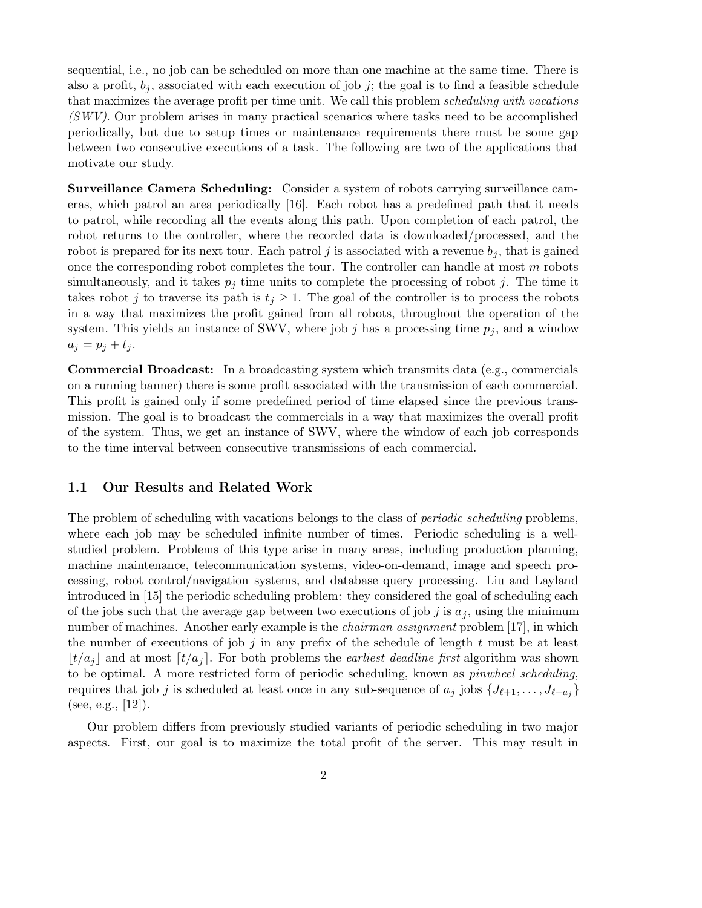sequential, i.e., no job can be scheduled on more than one machine at the same time. There is also a profit, $b_j$, associated with each execution of job $j$; the goal is to find a feasible schedule that maximizes the average profit per time unit. We call this problem *scheduling with vacations (SWV)*. Our problem arises in many practical scenarios where tasks need to be accomplished periodically, but due to setup times or maintenance requirements there must be some gap between two consecutive executions of a task. The following are two of the applications that motivate our study.

**Surveillance Camera Scheduling:** Consider a system of robots carrying surveillance cameras, which patrol an area periodically [16]. Each robot has a predefined path that it needs to patrol, while recording all the events along this path. Upon completion of each patrol, the robot returns to the controller, where the recorded data is downloaded/processed, and the robot is prepared for its next tour. Each patrol $j$ is associated with a revenue $b_j$, that is gained once the corresponding robot completes the tour. The controller can handle at most $m$ robots simultaneously, and it takes $p_j$ time units to complete the processing of robot $j$. The time it takes robot $j$ to traverse its path is $t_j \geq 1$. The goal of the controller is to process the robots in a way that maximizes the profit gained from all robots, throughout the operation of the system. This yields an instance of SWV, where job $j$ has a processing time $p_j$, and a window $a_j = p_j + t_j$.

**Commercial Broadcast:** In a broadcasting system which transmits data (e.g., commercials on a running banner) there is some profit associated with the transmission of each commercial. This profit is gained only if some predefined period of time elapsed since the previous transmission. The goal is to broadcast the commercials in a way that maximizes the overall profit of the system. Thus, we get an instance of SWV, where the window of each job corresponds to the time interval between consecutive transmissions of each commercial.

### 1.1 Our Results and Related Work

The problem of scheduling with vacations belongs to the class of *periodic scheduling* problems, where each job may be scheduled infinite number of times. Periodic scheduling is a well-studied problem. Problems of this type arise in many areas, including production planning, machine maintenance, telecommunication systems, video-on-demand, image and speech processing, robot control/navigation systems, and database query processing. Liu and Layland introduced in [15] the periodic scheduling problem: they considered the goal of scheduling each of the jobs such that the average gap between two executions of job $j$ is $a_j$, using the minimum number of machines. Another early example is the *chairman assignment* problem [17], in which the number of executions of job $j$ in any prefix of the schedule of length $t$ must be at least $\lfloor t/a_j \rfloor$ and at most $\lceil t/a_j \rceil$. For both problems the *earliest deadline first* algorithm was shown to be optimal. A more restricted form of periodic scheduling, known as *pinwheel scheduling*, requires that job $j$ is scheduled at least once in any sub-sequence of $a_j$ jobs $\{J_{\ell+1}, \ldots, J_{\ell+a_j}\}$ (see, e.g., [12]).

Our problem differs from previously studied variants of periodic scheduling in two major aspects. First, our goal is to maximize the total profit of the server. This may result in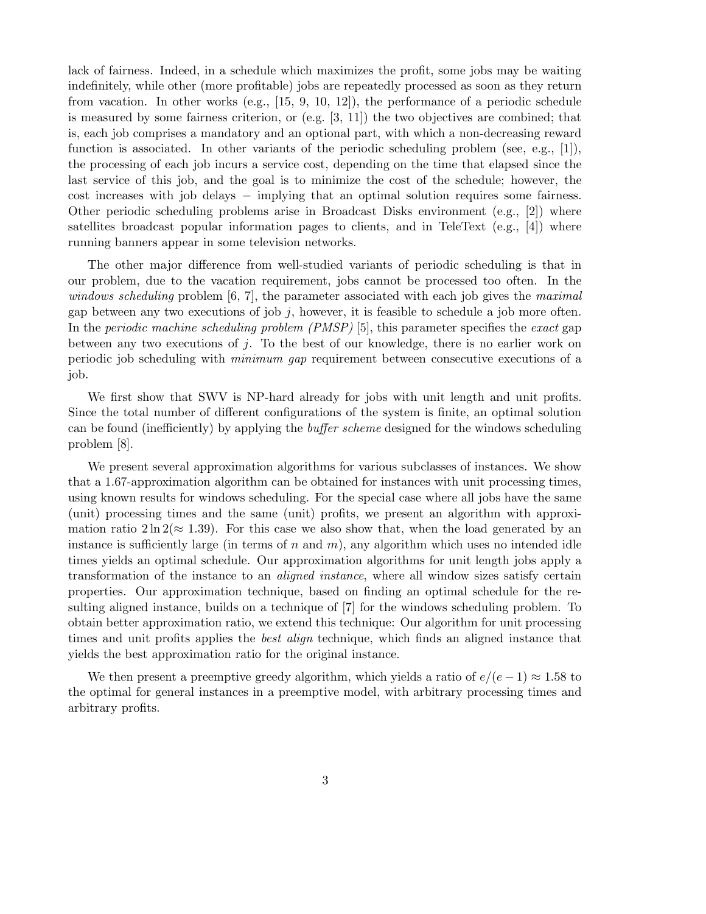lack of fairness. Indeed, in a schedule which maximizes the profit, some jobs may be waiting indefinitely, while other (more profitable) jobs are repeatedly processed as soon as they return from vacation. In other works (e.g., [15, 9, 10, 12]), the performance of a periodic schedule is measured by some fairness criterion, or (e.g. [3, 11]) the two objectives are combined; that is, each job comprises a mandatory and an optional part, with which a non-decreasing reward function is associated. In other variants of the periodic scheduling problem (see, e.g., [1]), the processing of each job incurs a service cost, depending on the time that elapsed since the last service of this job, and the goal is to minimize the cost of the schedule; however, the cost increases with job delays − implying that an optimal solution requires some fairness. Other periodic scheduling problems arise in Broadcast Disks environment (e.g., [2]) where satellites broadcast popular information pages to clients, and in TeleText (e.g., [4]) where running banners appear in some television networks.

The other major difference from well-studied variants of periodic scheduling is that in our problem, due to the vacation requirement, jobs cannot be processed too often. In the *windows scheduling* problem [6, 7], the parameter associated with each job gives the *maximal* gap between any two executions of job $j$, however, it is feasible to schedule a job more often. In the *periodic machine scheduling problem (PMSP)* [5], this parameter specifies the *exact* gap between any two executions of $j$. To the best of our knowledge, there is no earlier work on periodic job scheduling with *minimum gap* requirement between consecutive executions of a job.

We first show that SWV is NP-hard already for jobs with unit length and unit profits. Since the total number of different configurations of the system is finite, an optimal solution can be found (inefficiently) by applying the *buffer scheme* designed for the windows scheduling problem [8].

We present several approximation algorithms for various subclasses of instances. We show that a 1.67-approximation algorithm can be obtained for instances with unit processing times, using known results for windows scheduling. For the special case where all jobs have the same (unit) processing times and the same (unit) profits, we present an algorithm with approximation ratio $2 \ln 2 (\approx 1.39)$. For this case we also show that, when the load generated by an instance is sufficiently large (in terms of $n$ and $m$), any algorithm which uses no intended idle times yields an optimal schedule. Our approximation algorithms for unit length jobs apply a transformation of the instance to an *aligned instance*, where all window sizes satisfy certain properties. Our approximation technique, based on finding an optimal schedule for the resulting aligned instance, builds on a technique of [7] for the windows scheduling problem. To obtain better approximation ratio, we extend this technique: Our algorithm for unit processing times and unit profits applies the *best align* technique, which finds an aligned instance that yields the best approximation ratio for the original instance.

We then present a preemptive greedy algorithm, which yields a ratio of $e/(e-1) \approx 1.58$ to the optimal for general instances in a preemptive model, with arbitrary processing times and arbitrary profits.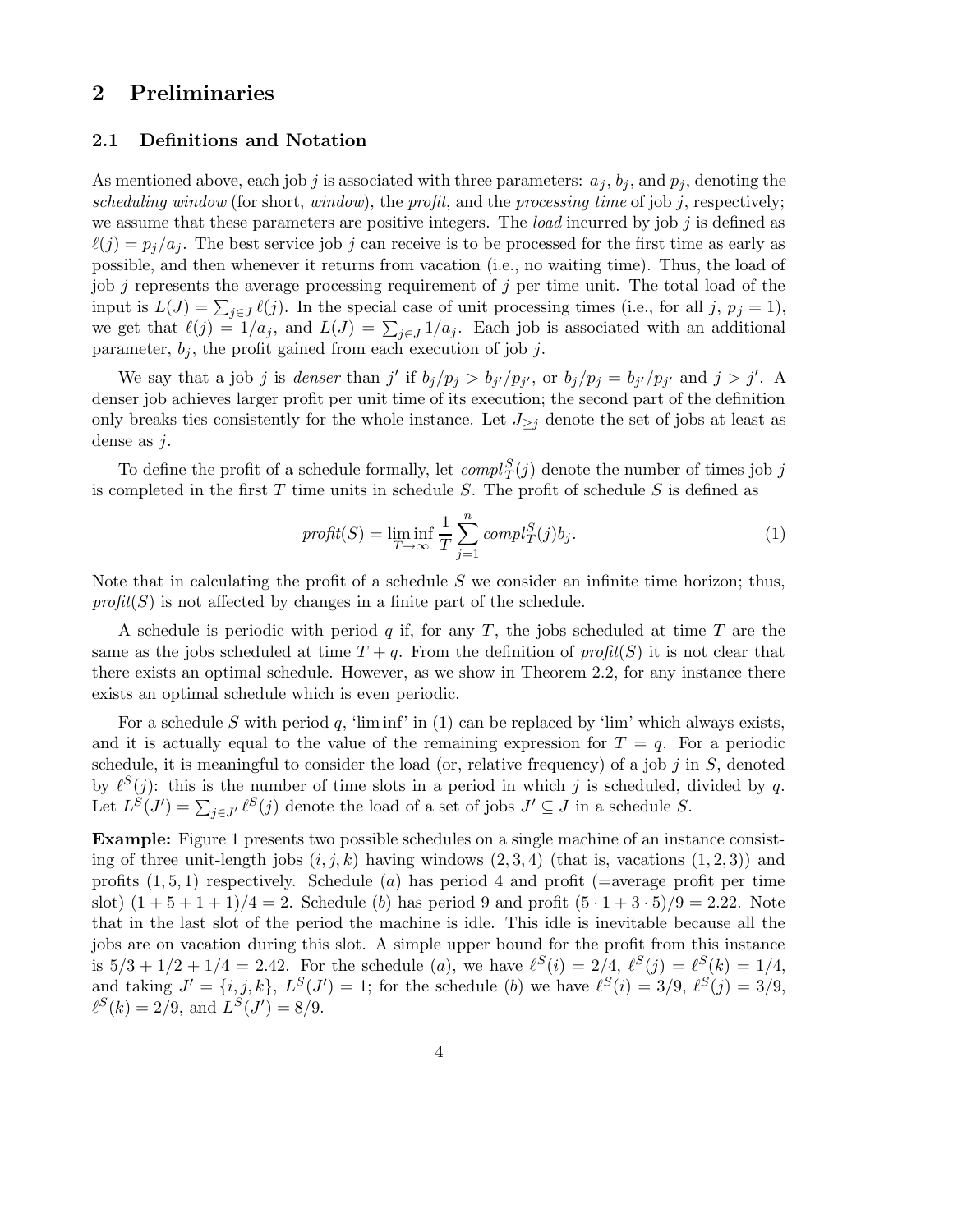## 2 Preliminaries

### 2.1 Definitions and Notation

As mentioned above, each job $j$ is associated with three parameters: $a_j$, $b_j$, and $p_j$, denoting the *scheduling window* (for short, *window*), the *profit*, and the *processing time* of job $j$, respectively; we assume that these parameters are positive integers. The *load* incurred by job $j$ is defined as $\ell(j) = p_j/a_j$. The best service job $j$ can receive is to be processed for the first time as early as possible, and then whenever it returns from vacation (i.e., no waiting time). Thus, the load of job $j$ represents the average processing requirement of $j$ per time unit. The total load of the input is $L(J) = \sum_{j \in J} \ell(j)$. In the special case of unit processing times (i.e., for all $j$, $p_j = 1$), we get that $\ell(j) = 1/a_j$, and $L(J) = \sum_{j \in J} 1/a_j$. Each job is associated with an additional parameter, $b_j$, the profit gained from each execution of job $j$.

We say that a job $j$ is *denser* than $j'$ if $b_j/p_j > b_{j'}/p_{j'}$, or $b_j/p_j = b_{j'}/p_{j'}$ and $j > j'$. A denser job achieves larger profit per unit time of its execution; the second part of the definition only breaks ties consistently for the whole instance. Let $J_{\geq j}$ denote the set of jobs at least as dense as $j$.

To define the profit of a schedule formally, let $compl_T^S(j)$ denote the number of times job $j$ is completed in the first $T$ time units in schedule $S$. The profit of schedule $S$ is defined as

$$profit(S) = \liminf_{T \to \infty} \frac{1}{T} \sum_{j=1}^{n} compl_T^S(j) b_j. \tag{1}$$

Note that in calculating the profit of a schedule $S$ we consider an infinite time horizon; thus, *profit*$(S)$ is not affected by changes in a finite part of the schedule.

A schedule is periodic with period $q$ if, for any $T$, the jobs scheduled at time $T$ are the same as the jobs scheduled at time $T + q$. From the definition of *profit*$(S)$ it is not clear that there exists an optimal schedule. However, as we show in Theorem 2.2, for any instance there exists an optimal schedule which is even periodic.

For a schedule $S$ with period $q$, 'lim inf' in (1) can be replaced by 'lim' which always exists, and it is actually equal to the value of the remaining expression for $T = q$. For a periodic schedule, it is meaningful to consider the load (or, relative frequency) of a job $j$ in $S$, denoted by $\ell^S(j)$: this is the number of time slots in a period in which $j$ is scheduled, divided by $q$. Let $L^S(J') = \sum_{j \in J'} \ell^S(j)$ denote the load of a set of jobs $J' \subseteq J$ in a schedule $S$.

**Example:** Figure 1 presents two possible schedules on a single machine of an instance consisting of three unit-length jobs $(i, j, k)$ having windows $(2, 3, 4)$ (that is, vacations $(1, 2, 3)$) and profits $(1, 5, 1)$ respectively. Schedule $(a)$ has period 4 and profit (=average profit per time slot) $(1 + 5 + 1 + 1)/4 = 2$. Schedule $(b)$ has period 9 and profit $(5 \cdot 1 + 3 \cdot 5)/9 = 2.22$. Note that in the last slot of the period the machine is idle. This idle is inevitable because all the jobs are on vacation during this slot. A simple upper bound for the profit from this instance is $5/3 + 1/2 + 1/4 = 2.42$. For the schedule $(a)$, we have $\ell^S(i) = 2/4$, $\ell^S(j) = \ell^S(k) = 1/4$, and taking $J' = \{i, j, k\}$, $L^S(J') = 1$; for the schedule $(b)$ we have $\ell^S(i) = 3/9$, $\ell^S(j) = 3/9$, $\ell^S(k) = 2/9$, and $L^S(J') = 8/9$.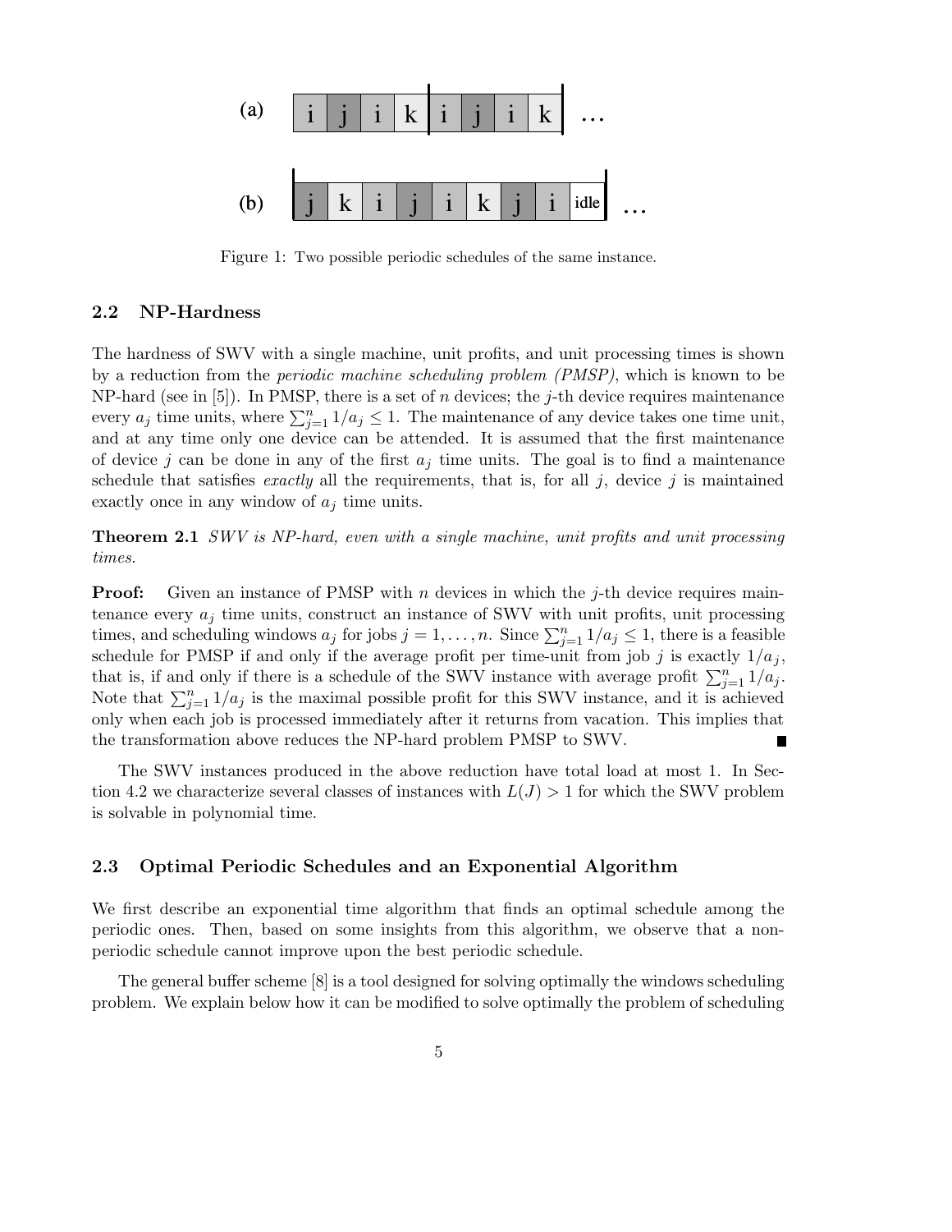Figure 1: Two possible periodic schedules of the same instance.

### 2.2 NP-Hardness

The hardness of SWV with a single machine, unit profits, and unit processing times is shown by a reduction from the *periodic machine scheduling problem (PMSP)*, which is known to be NP-hard (see in [5]). In PMSP, there is a set of $n$ devices; the $j$-th device requires maintenance every $a_j$ time units, where $\sum_{j=1}^{n} 1/a_j \leq 1$. The maintenance of any device takes one time unit, and at any time only one device can be attended. It is assumed that the first maintenance of device $j$ can be done in any of the first $a_j$ time units. The goal is to find a maintenance schedule that satisfies *exactly* all the requirements, that is, for all $j$, device $j$ is maintained exactly once in any window of $a_j$ time units.

**Theorem 2.1** *SWV is NP-hard, even with a single machine, unit profits and unit processing times.*

**Proof:** Given an instance of PMSP with $n$ devices in which the $j$-th device requires maintenance every $a_j$ time units, construct an instance of SWV with unit profits, unit processing times, and scheduling windows $a_j$ for jobs $j = 1, \ldots, n$. Since $\sum_{j=1}^{n} 1/a_j \leq 1$, there is a feasible schedule for PMSP if and only if the average profit per time-unit from job $j$ is exactly $1/a_j$, that is, if and only if there is a schedule of the SWV instance with average profit $\sum_{j=1}^{n} 1/a_j$. Note that $\sum_{j=1}^{n} 1/a_j$ is the maximal possible profit for this SWV instance, and it is achieved only when each job is processed immediately after it returns from vacation. This implies that the transformation above reduces the NP-hard problem PMSP to SWV. ■

The SWV instances produced in the above reduction have total load at most 1. In Section 4.2 we characterize several classes of instances with $L(J) > 1$ for which the SWV problem is solvable in polynomial time.

### 2.3 Optimal Periodic Schedules and an Exponential Algorithm

We first describe an exponential time algorithm that finds an optimal schedule among the periodic ones. Then, based on some insights from this algorithm, we observe that a non-periodic schedule cannot improve upon the best periodic schedule.

The general buffer scheme [8] is a tool designed for solving optimally the windows scheduling problem. We explain below how it can be modified to solve optimally the problem of scheduling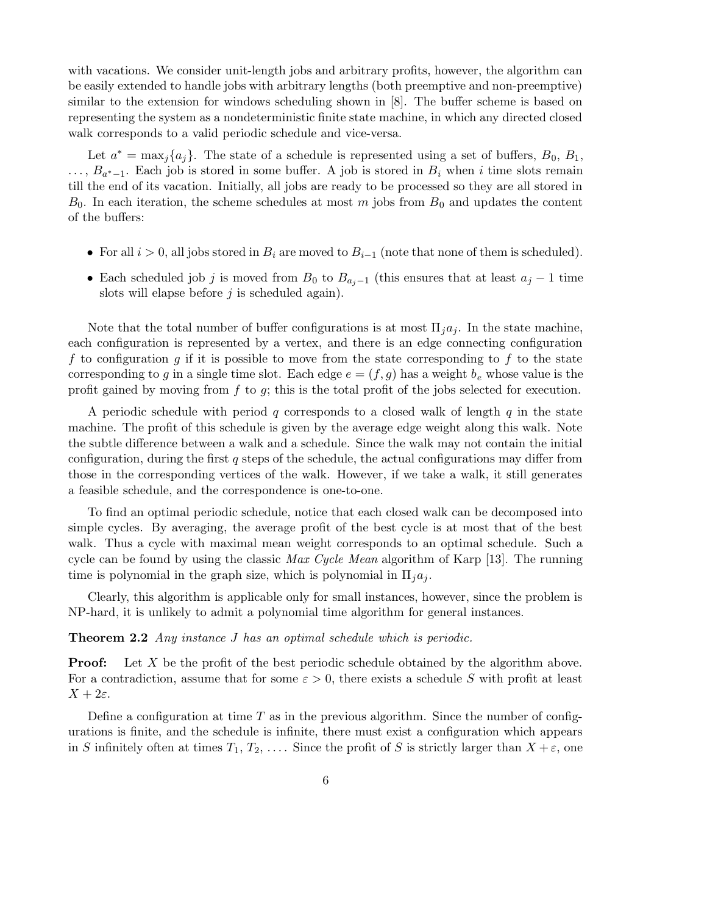with vacations. We consider unit-length jobs and arbitrary profits, however, the algorithm can be easily extended to handle jobs with arbitrary lengths (both preemptive and non-preemptive) similar to the extension for windows scheduling shown in [8]. The buffer scheme is based on representing the system as a nondeterministic finite state machine, in which any directed closed walk corresponds to a valid periodic schedule and vice-versa.

Let $a^* = \max_j\{a_j\}$. The state of a schedule is represented using a set of buffers, $B_0$, $B_1$, $\ldots$, $B_{a^*-1}$. Each job is stored in some buffer. A job is stored in $B_i$ when $i$ time slots remain till the end of its vacation. Initially, all jobs are ready to be processed so they are all stored in $B_0$. In each iteration, the scheme schedules at most $m$ jobs from $B_0$ and updates the content of the buffers:

- For all $i > 0$, all jobs stored in $B_i$ are moved to $B_{i-1}$ (note that none of them is scheduled).
- Each scheduled job $j$ is moved from $B_0$ to $B_{a_j-1}$ (this ensures that at least $a_j - 1$ time slots will elapse before $j$ is scheduled again).

Note that the total number of buffer configurations is at most $\Pi_j a_j$. In the state machine, each configuration is represented by a vertex, and there is an edge connecting configuration $f$ to configuration $g$ if it is possible to move from the state corresponding to $f$ to the state corresponding to $g$ in a single time slot. Each edge $e = (f, g)$ has a weight $b_e$ whose value is the profit gained by moving from $f$ to $g$; this is the total profit of the jobs selected for execution.

A periodic schedule with period $q$ corresponds to a closed walk of length $q$ in the state machine. The profit of this schedule is given by the average edge weight along this walk. Note the subtle difference between a walk and a schedule. Since the walk may not contain the initial configuration, during the first $q$ steps of the schedule, the actual configurations may differ from those in the corresponding vertices of the walk. However, if we take a walk, it still generates a feasible schedule, and the correspondence is one-to-one.

To find an optimal periodic schedule, notice that each closed walk can be decomposed into simple cycles. By averaging, the average profit of the best cycle is at most that of the best walk. Thus a cycle with maximal mean weight corresponds to an optimal schedule. Such a cycle can be found by using the classic *Max Cycle Mean* algorithm of Karp [13]. The running time is polynomial in the graph size, which is polynomial in $\Pi_j a_j$.

Clearly, this algorithm is applicable only for small instances, however, since the problem is NP-hard, it is unlikely to admit a polynomial time algorithm for general instances.

**Theorem 2.2** *Any instance $J$ has an optimal schedule which is periodic.*

**Proof:** Let $X$ be the profit of the best periodic schedule obtained by the algorithm above. For a contradiction, assume that for some $\varepsilon > 0$, there exists a schedule $S$ with profit at least $X + 2\varepsilon$.

Define a configuration at time $T$ as in the previous algorithm. Since the number of configurations is finite, and the schedule is infinite, there must exist a configuration which appears in $S$ infinitely often at times $T_1$, $T_2$, $\ldots$. Since the profit of $S$ is strictly larger than $X + \varepsilon$, one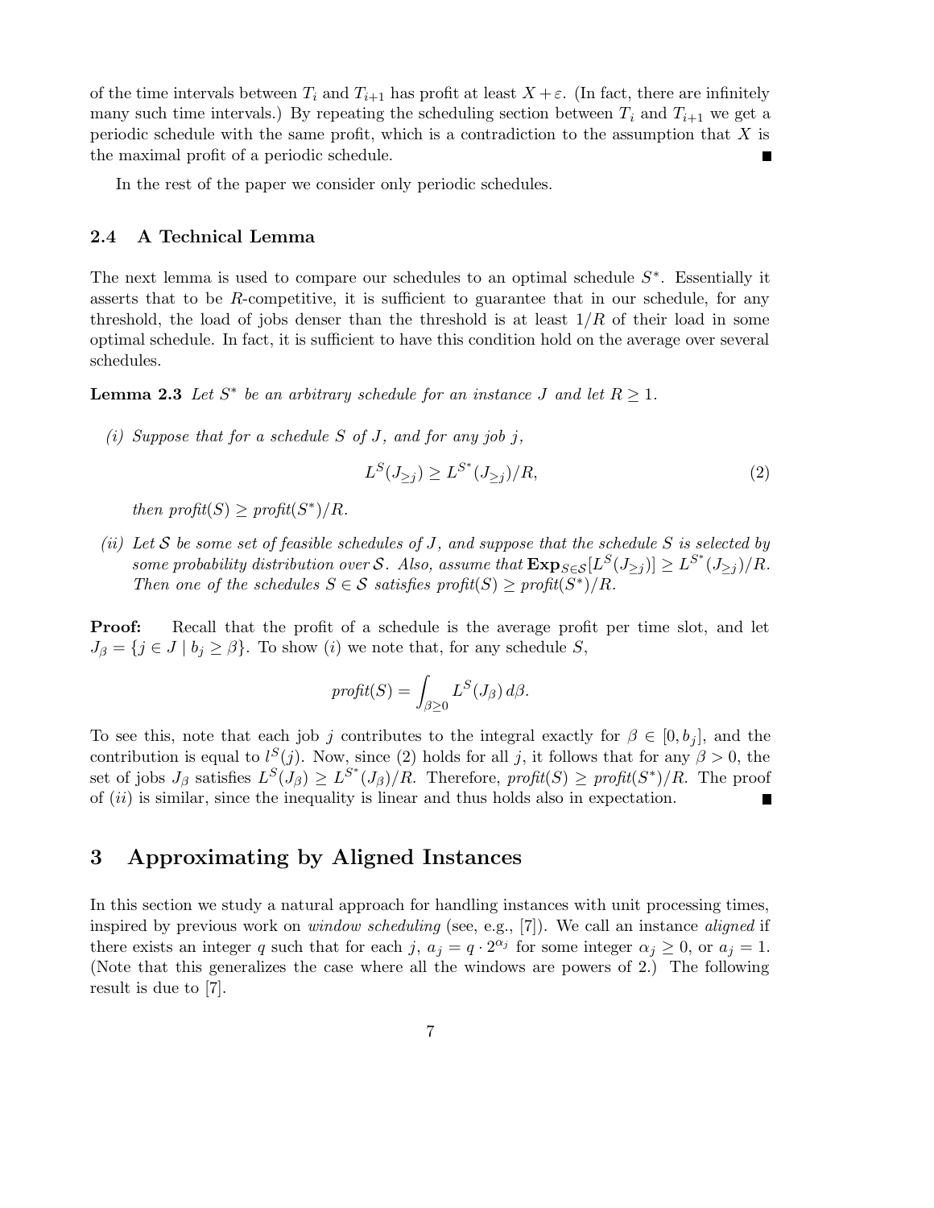of the time intervals between $T_i$ and $T_{i+1}$ has profit at least $X + \varepsilon$. (In fact, there are infinitely many such time intervals.) By repeating the scheduling section between $T_i$ and $T_{i+1}$ we get a periodic schedule with the same profit, which is a contradiction to the assumption that $X$ is the maximal profit of a periodic schedule. ∎

In the rest of the paper we consider only periodic schedules.

### 2.4 A Technical Lemma

The next lemma is used to compare our schedules to an optimal schedule $S^*$. Essentially it asserts that to be $R$-competitive, it is sufficient to guarantee that in our schedule, for any threshold, the load of jobs denser than the threshold is at least $1/R$ of their load in some optimal schedule. In fact, it is sufficient to have this condition hold on the average over several schedules.

**Lemma 2.3** *Let $S^*$ be an arbitrary schedule for an instance $J$ and let $R \geq 1$.*

*(i) Suppose that for a schedule $S$ of $J$, and for any job $j$,*

$$L^S(J_{\geq j}) \geq L^{S^*}(J_{\geq j})/R, \tag{2}$$

*then profit$(S) \geq$ profit$(S^*)/R$.*

*(ii) Let $\mathcal{S}$ be some set of feasible schedules of $J$, and suppose that the schedule $S$ is selected by some probability distribution over $\mathcal{S}$. Also, assume that $\mathbf{Exp}_{S \in \mathcal{S}}[L^S(J_{\geq j})] \geq L^{S^*}(J_{\geq j})/R$. Then one of the schedules $S \in \mathcal{S}$ satisfies profit$(S) \geq$ profit$(S^*)/R$.*

**Proof:** Recall that the profit of a schedule is the average profit per time slot, and let $J_\beta = \{j \in J \mid b_j \geq \beta\}$. To show $(i)$ we note that, for any schedule $S$,

$$\textit{profit}(S) = \int_{\beta \geq 0} L^S(J_\beta)\, d\beta.$$

To see this, note that each job $j$ contributes to the integral exactly for $\beta \in [0, b_j]$, and the contribution is equal to $l^S(j)$. Now, since (2) holds for all $j$, it follows that for any $\beta > 0$, the set of jobs $J_\beta$ satisfies $L^S(J_\beta) \geq L^{S^*}(J_\beta)/R$. Therefore, *profit*$(S) \geq$ *profit*$(S^*)/R$. The proof of $(ii)$ is similar, since the inequality is linear and thus holds also in expectation. ∎

## 3 Approximating by Aligned Instances

In this section we study a natural approach for handling instances with unit processing times, inspired by previous work on *window scheduling* (see, e.g., [7]). We call an instance *aligned* if there exists an integer $q$ such that for each $j$, $a_j = q \cdot 2^{\alpha_j}$ for some integer $\alpha_j \geq 0$, or $a_j = 1$. (Note that this generalizes the case where all the windows are powers of 2.) The following result is due to [7].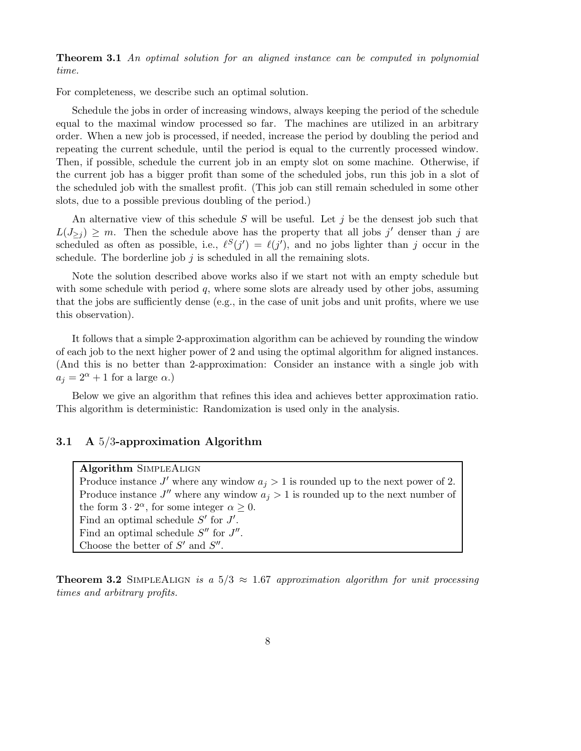**Theorem 3.1** *An optimal solution for an aligned instance can be computed in polynomial time.*

For completeness, we describe such an optimal solution.

Schedule the jobs in order of increasing windows, always keeping the period of the schedule equal to the maximal window processed so far. The machines are utilized in an arbitrary order. When a new job is processed, if needed, increase the period by doubling the period and repeating the current schedule, until the period is equal to the currently processed window. Then, if possible, schedule the current job in an empty slot on some machine. Otherwise, if the current job has a bigger profit than some of the scheduled jobs, run this job in a slot of the scheduled job with the smallest profit. (This job can still remain scheduled in some other slots, due to a possible previous doubling of the period.)

An alternative view of this schedule $S$ will be useful. Let $j$ be the densest job such that $L(J_{\geq j}) \geq m$. Then the schedule above has the property that all jobs $j'$ denser than $j$ are scheduled as often as possible, i.e., $\ell^S(j') = \ell(j')$, and no jobs lighter than $j$ occur in the schedule. The borderline job $j$ is scheduled in all the remaining slots.

Note the solution described above works also if we start not with an empty schedule but with some schedule with period $q$, where some slots are already used by other jobs, assuming that the jobs are sufficiently dense (e.g., in the case of unit jobs and unit profits, where we use this observation).

It follows that a simple 2-approximation algorithm can be achieved by rounding the window of each job to the next higher power of 2 and using the optimal algorithm for aligned instances. (And this is no better than 2-approximation: Consider an instance with a single job with $a_j = 2^\alpha + 1$ for a large $\alpha$.)

Below we give an algorithm that refines this idea and achieves better approximation ratio. This algorithm is deterministic: Randomization is used only in the analysis.

### 3.1 A 5/3-approximation Algorithm

> **Algorithm** SimpleAlign
> Produce instance $J'$ where any window $a_j > 1$ is rounded up to the next power of 2.
> Produce instance $J''$ where any window $a_j > 1$ is rounded up to the next number of the form $3 \cdot 2^\alpha$, for some integer $\alpha \geq 0$.
> Find an optimal schedule $S'$ for $J'$.
> Find an optimal schedule $S''$ for $J''$.
> Choose the better of $S'$ and $S''$.

**Theorem 3.2** SimpleAlign *is a $5/3 \approx 1.67$ approximation algorithm for unit processing times and arbitrary profits.*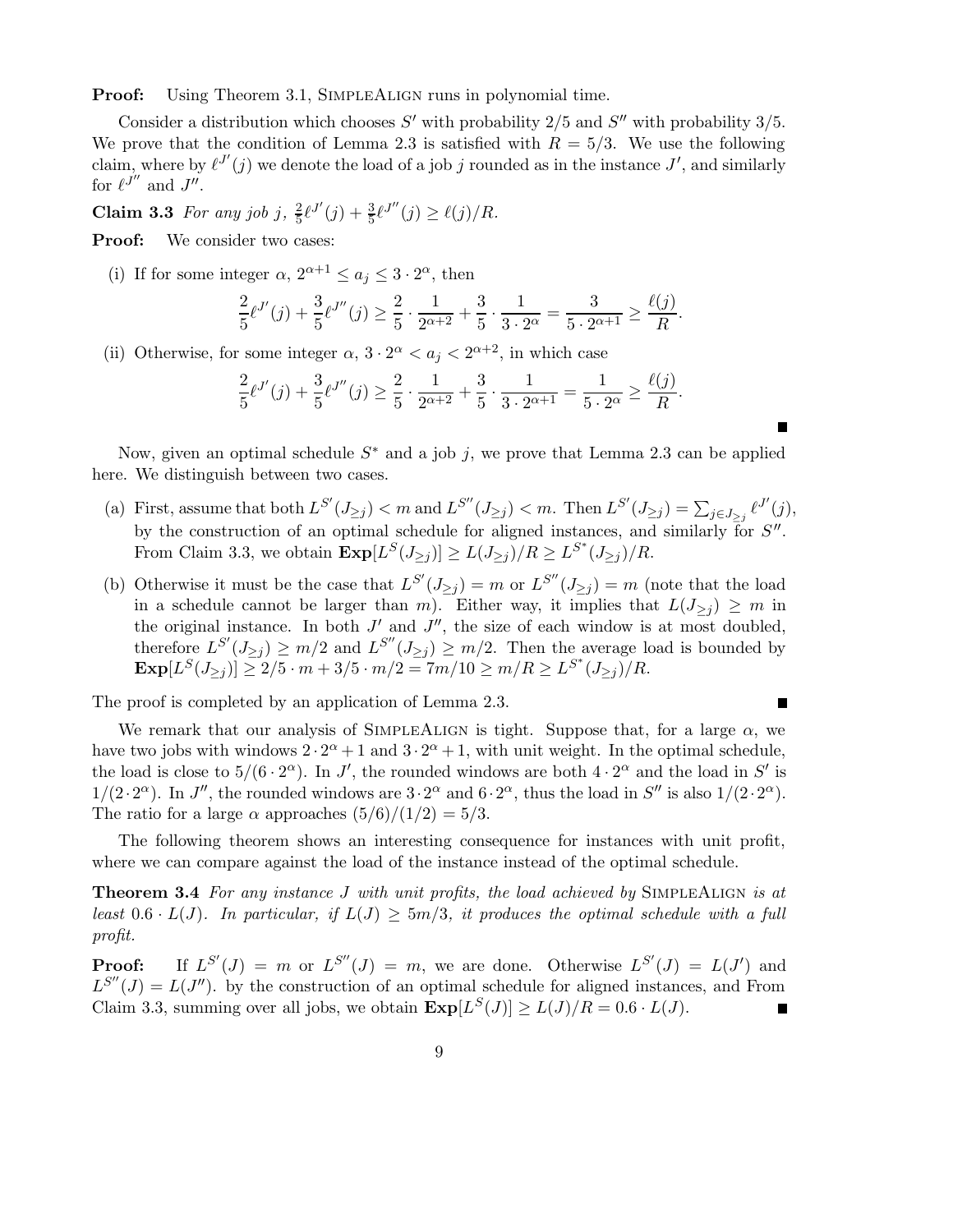**Proof:** Using Theorem 3.1, SimpleAlign runs in polynomial time.

Consider a distribution which chooses $S'$ with probability $2/5$ and $S''$ with probability $3/5$. We prove that the condition of Lemma 2.3 is satisfied with $R = 5/3$. We use the following claim, where by $\ell^{J'}(j)$ we denote the load of a job $j$ rounded as in the instance $J'$, and similarly for $\ell^{J''}$ and $J''$.

**Claim 3.3** *For any job $j$, $\frac{2}{5}\ell^{J'}(j) + \frac{3}{5}\ell^{J''}(j) \geq \ell(j)/R$.*

**Proof:** We consider two cases:

(i) If for some integer $\alpha$, $2^{\alpha+1} \leq a_j \leq 3 \cdot 2^{\alpha}$, then

$$\frac{2}{5}\ell^{J'}(j) + \frac{3}{5}\ell^{J''}(j) \geq \frac{2}{5} \cdot \frac{1}{2^{\alpha+2}} + \frac{3}{5} \cdot \frac{1}{3 \cdot 2^{\alpha}} = \frac{3}{5 \cdot 2^{\alpha+1}} \geq \frac{\ell(j)}{R}.$$

(ii) Otherwise, for some integer $\alpha$, $3 \cdot 2^{\alpha} < a_j < 2^{\alpha+2}$, in which case

$$\frac{2}{5}\ell^{J'}(j) + \frac{3}{5}\ell^{J''}(j) \geq \frac{2}{5} \cdot \frac{1}{2^{\alpha+2}} + \frac{3}{5} \cdot \frac{1}{3 \cdot 2^{\alpha+1}} = \frac{1}{5 \cdot 2^{\alpha}} \geq \frac{\ell(j)}{R}.$$

∎

Now, given an optimal schedule $S^*$ and a job $j$, we prove that Lemma 2.3 can be applied here. We distinguish between two cases.

(a) First, assume that both $L^{S'}(J_{\geq j}) < m$ and $L^{S''}(J_{\geq j}) < m$. Then $L^{S'}(J_{\geq j}) = \sum_{j \in J_{\geq j}} \ell^{J'}(j)$, by the construction of an optimal schedule for aligned instances, and similarly for $S''$. From Claim 3.3, we obtain $\mathbf{Exp}[L^S(J_{\geq j})] \geq L(J_{\geq j})/R \geq L^{S^*}(J_{\geq j})/R$.

(b) Otherwise it must be the case that $L^{S'}(J_{\geq j}) = m$ or $L^{S''}(J_{\geq j}) = m$ (note that the load in a schedule cannot be larger than $m$). Either way, it implies that $L(J_{\geq j}) \geq m$ in the original instance. In both $J'$ and $J''$, the size of each window is at most doubled, therefore $L^{S'}(J_{\geq j}) \geq m/2$ and $L^{S''}(J_{\geq j}) \geq m/2$. Then the average load is bounded by $\mathbf{Exp}[L^S(J_{\geq j})] \geq 2/5 \cdot m + 3/5 \cdot m/2 = 7m/10 \geq m/R \geq L^{S^*}(J_{\geq j})/R$.

The proof is completed by an application of Lemma 2.3. ∎

We remark that our analysis of SimpleAlign is tight. Suppose that, for a large $\alpha$, we have two jobs with windows $2 \cdot 2^{\alpha} + 1$ and $3 \cdot 2^{\alpha} + 1$, with unit weight. In the optimal schedule, the load is close to $5/(6 \cdot 2^{\alpha})$. In $J'$, the rounded windows are both $4 \cdot 2^{\alpha}$ and the load in $S'$ is $1/(2 \cdot 2^{\alpha})$. In $J''$, the rounded windows are $3 \cdot 2^{\alpha}$ and $6 \cdot 2^{\alpha}$, thus the load in $S''$ is also $1/(2 \cdot 2^{\alpha})$. The ratio for a large $\alpha$ approaches $(5/6)/(1/2) = 5/3$.

The following theorem shows an interesting consequence for instances with unit profit, where we can compare against the load of the instance instead of the optimal schedule.

**Theorem 3.4** *For any instance $J$ with unit profits, the load achieved by* SimpleAlign *is at least $0.6 \cdot L(J)$. In particular, if $L(J) \geq 5m/3$, it produces the optimal schedule with a full profit.*

**Proof:** If $L^{S'}(J) = m$ or $L^{S''}(J) = m$, we are done. Otherwise $L^{S'}(J) = L(J')$ and $L^{S''}(J) = L(J'')$. by the construction of an optimal schedule for aligned instances, and From Claim 3.3, summing over all jobs, we obtain $\mathbf{Exp}[L^S(J)] \geq L(J)/R = 0.6 \cdot L(J)$. ∎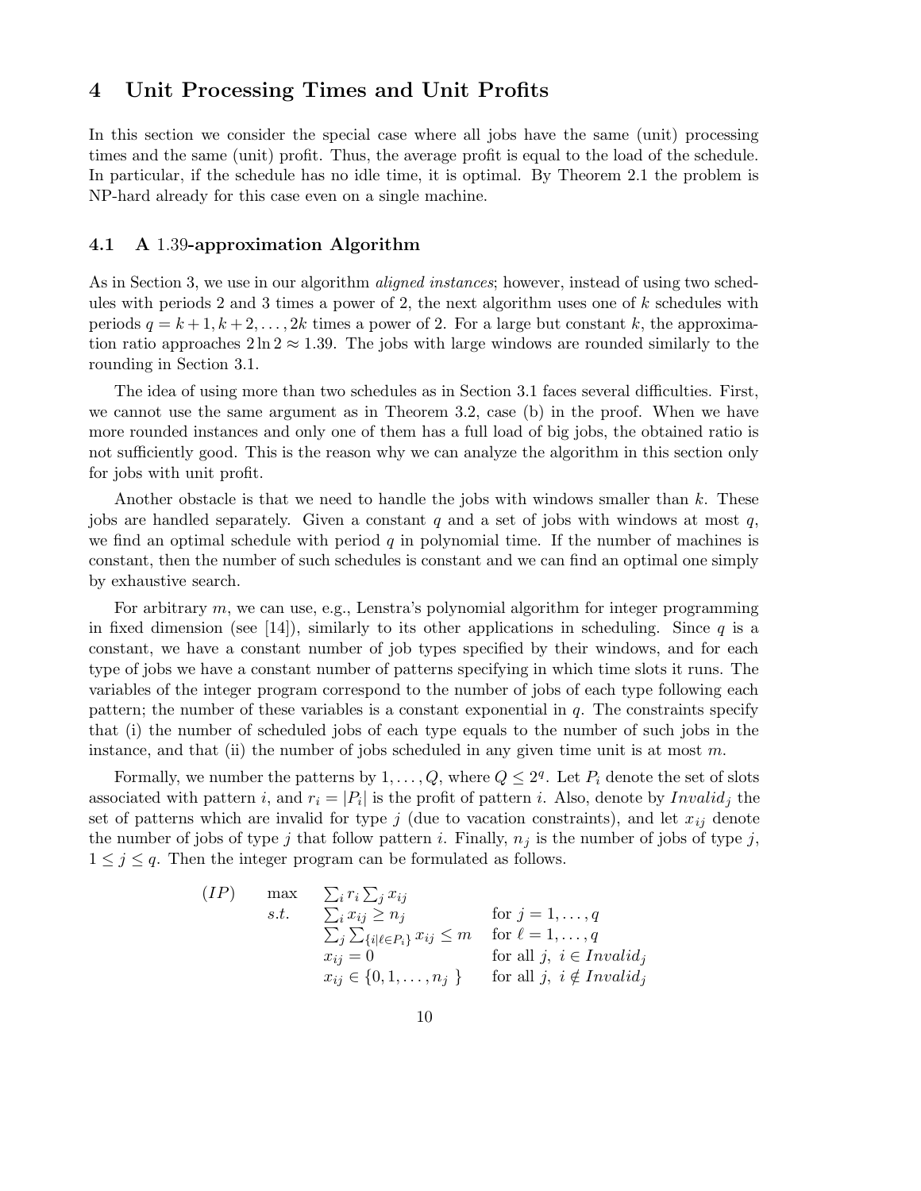## 4 Unit Processing Times and Unit Profits

In this section we consider the special case where all jobs have the same (unit) processing times and the same (unit) profit. Thus, the average profit is equal to the load of the schedule. In particular, if the schedule has no idle time, it is optimal. By Theorem 2.1 the problem is NP-hard already for this case even on a single machine.

### 4.1 A 1.39-approximation Algorithm

As in Section 3, we use in our algorithm *aligned instances*; however, instead of using two schedules with periods 2 and 3 times a power of 2, the next algorithm uses one of $k$ schedules with periods $q = k+1, k+2, \ldots, 2k$ times a power of 2. For a large but constant $k$, the approximation ratio approaches $2 \ln 2 \approx 1.39$. The jobs with large windows are rounded similarly to the rounding in Section 3.1.

The idea of using more than two schedules as in Section 3.1 faces several difficulties. First, we cannot use the same argument as in Theorem 3.2, case (b) in the proof. When we have more rounded instances and only one of them has a full load of big jobs, the obtained ratio is not sufficiently good. This is the reason why we can analyze the algorithm in this section only for jobs with unit profit.

Another obstacle is that we need to handle the jobs with windows smaller than $k$. These jobs are handled separately. Given a constant $q$ and a set of jobs with windows at most $q$, we find an optimal schedule with period $q$ in polynomial time. If the number of machines is constant, then the number of such schedules is constant and we can find an optimal one simply by exhaustive search.

For arbitrary $m$, we can use, e.g., Lenstra's polynomial algorithm for integer programming in fixed dimension (see [14]), similarly to its other applications in scheduling. Since $q$ is a constant, we have a constant number of job types specified by their windows, and for each type of jobs we have a constant number of patterns specifying in which time slots it runs. The variables of the integer program correspond to the number of jobs of each type following each pattern; the number of these variables is a constant exponential in $q$. The constraints specify that (i) the number of scheduled jobs of each type equals to the number of such jobs in the instance, and that (ii) the number of jobs scheduled in any given time unit is at most $m$.

Formally, we number the patterns by $1, \ldots, Q$, where $Q \leq 2^q$. Let $P_i$ denote the set of slots associated with pattern $i$, and $r_i = |P_i|$ is the profit of pattern $i$. Also, denote by $Invalid_j$ the set of patterns which are invalid for type $j$ (due to vacation constraints), and let $x_{ij}$ denote the number of jobs of type $j$ that follow pattern $i$. Finally, $n_j$ is the number of jobs of type $j$, $1 \leq j \leq q$. Then the integer program can be formulated as follows.

$$
\begin{array}{llll}
(IP) & \max & \sum_i r_i \sum_j x_{ij} & \\
& s.t. & \sum_i x_{ij} \geq n_j & \text{for } j = 1, \ldots, q \\
& & \sum_j \sum_{\{i | \ell \in P_i\}} x_{ij} \leq m & \text{for } \ell = 1, \ldots, q \\
& & x_{ij} = 0 & \text{for all } j,\ i \in Invalid_j \\
& & x_{ij} \in \{0, 1, \ldots, n_j\ \} & \text{for all } j,\ i \notin Invalid_j
\end{array}
$$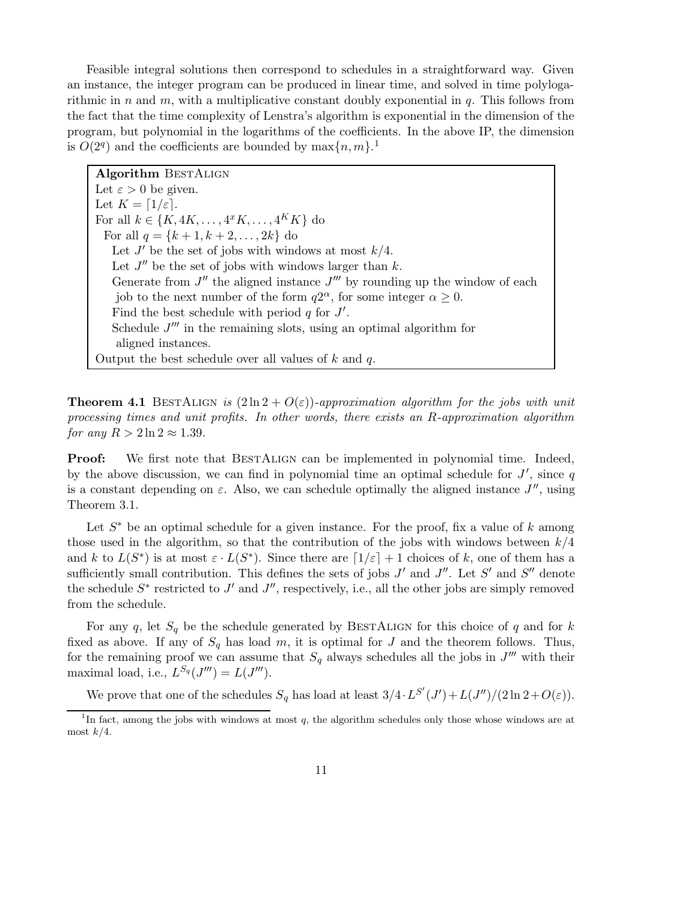Feasible integral solutions then correspond to schedules in a straightforward way. Given an instance, the integer program can be produced in linear time, and solved in time polylogarithmic in $n$ and $m$, with a multiplicative constant doubly exponential in $q$. This follows from the fact that the time complexity of Lenstra's algorithm is exponential in the dimension of the program, but polynomial in the logarithms of the coefficients. In the above IP, the dimension is $O(2^q)$ and the coefficients are bounded by $\max\{n, m\}$.[1]

```
Algorithm BestAlign
Let ε > 0 be given.
Let K = ⌈1/ε⌉.
For all k ∈ {K, 4K, ..., 4^x K, ..., 4^K K} do
  For all q = {k+1, k+2, ..., 2k} do
    Let J' be the set of jobs with windows at most k/4.
    Let J'' be the set of jobs with windows larger than k.
    Generate from J'' the aligned instance J''' by rounding up the window of each
     job to the next number of the form q2^α, for some integer α ≥ 0.
    Find the best schedule with period q for J'.
    Schedule J''' in the remaining slots, using an optimal algorithm for
     aligned instances.
Output the best schedule over all values of k and q.
```

**Theorem 4.1** *BestAlign is $(2\ln 2 + O(\varepsilon))$-approximation algorithm for the jobs with unit processing times and unit profits. In other words, there exists an $R$-approximation algorithm for any $R > 2\ln 2 \approx 1.39$.*

**Proof:** We first note that BestAlign can be implemented in polynomial time. Indeed, by the above discussion, we can find in polynomial time an optimal schedule for $J'$, since $q$ is a constant depending on $\varepsilon$. Also, we can schedule optimally the aligned instance $J''$, using Theorem 3.1.

Let $S^*$ be an optimal schedule for a given instance. For the proof, fix a value of $k$ among those used in the algorithm, so that the contribution of the jobs with windows between $k/4$ and $k$ to $L(S^*)$ is at most $\varepsilon \cdot L(S^*)$. Since there are $\lceil 1/\varepsilon \rceil + 1$ choices of $k$, one of them has a sufficiently small contribution. This defines the sets of jobs $J'$ and $J''$. Let $S'$ and $S''$ denote the schedule $S^*$ restricted to $J'$ and $J''$, respectively, i.e., all the other jobs are simply removed from the schedule.

For any $q$, let $S_q$ be the schedule generated by BestAlign for this choice of $q$ and for $k$ fixed as above. If any of $S_q$ has load $m$, it is optimal for $J$ and the theorem follows. Thus, for the remaining proof we can assume that $S_q$ always schedules all the jobs in $J'''$ with their maximal load, i.e., $L^{S_q}(J''') = L(J''')$.

We prove that one of the schedules $S_q$ has load at least $3/4 \cdot L^{S'}(J') + L(J'')/(2\ln 2 + O(\varepsilon))$.

[1] In fact, among the jobs with windows at most $q$, the algorithm schedules only those whose windows are at most $k/4$.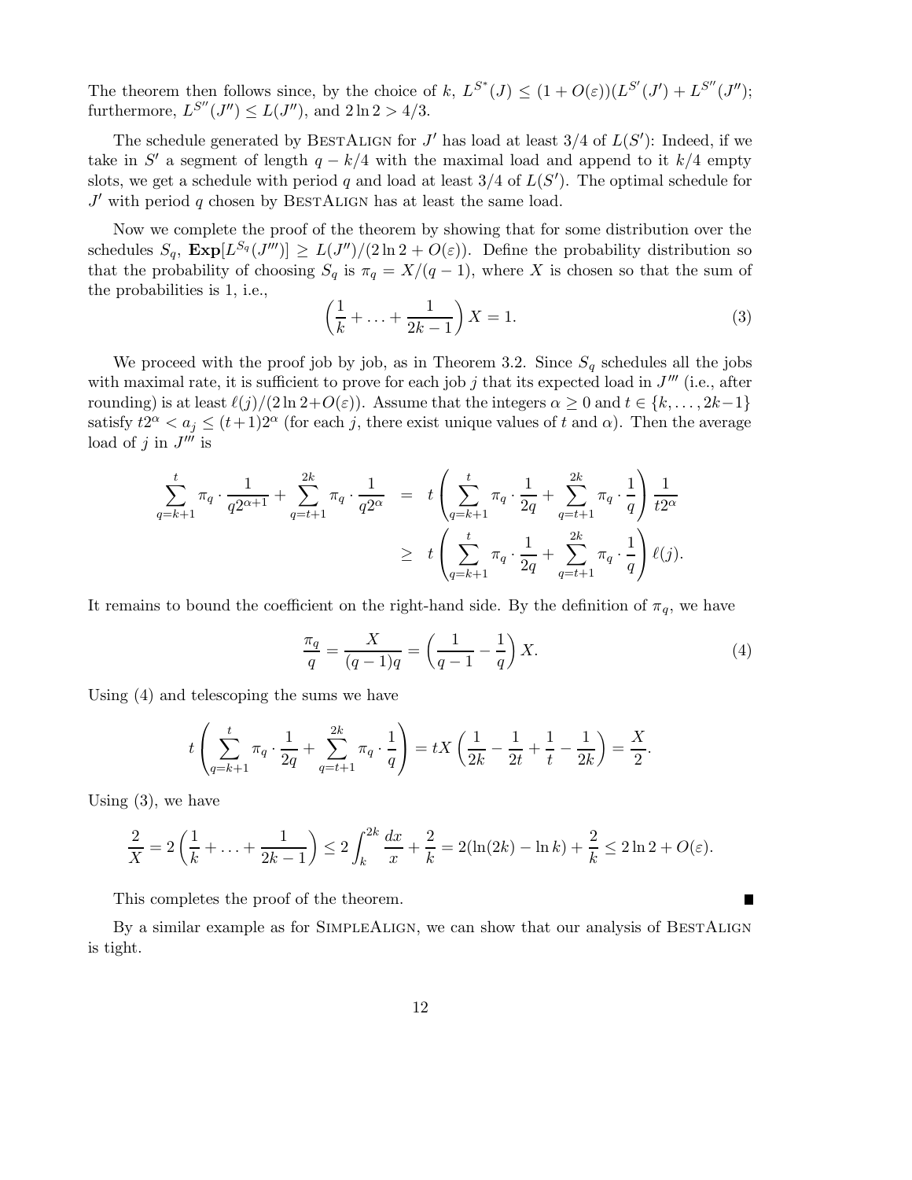The theorem then follows since, by the choice of $k$, $L^{S^*}(J) \le (1+O(\varepsilon))(L^{S'}(J') + L^{S''}(J'')$; furthermore, $L^{S''}(J'') \le L(J'')$, and $2\ln 2 > 4/3$.

The schedule generated by BestAlign for $J'$ has load at least $3/4$ of $L(S')$: Indeed, if we take in $S'$ a segment of length $q - k/4$ with the maximal load and append to it $k/4$ empty slots, we get a schedule with period $q$ and load at least $3/4$ of $L(S')$. The optimal schedule for $J'$ with period $q$ chosen by BestAlign has at least the same load.

Now we complete the proof of the theorem by showing that for some distribution over the schedules $S_q$, $\mathbf{Exp}[L^{S_q}(J''')] \ge L(J'')/(2\ln 2 + O(\varepsilon))$. Define the probability distribution so that the probability of choosing $S_q$ is $\pi_q = X/(q-1)$, where $X$ is chosen so that the sum of the probabilities is 1, i.e.,

$$\left(\frac{1}{k} + \ldots + \frac{1}{2k-1}\right) X = 1. \tag{3}$$

We proceed with the proof job by job, as in Theorem 3.2. Since $S_q$ schedules all the jobs with maximal rate, it is sufficient to prove for each job $j$ that its expected load in $J'''$ (i.e., after rounding) is at least $\ell(j)/(2\ln 2 + O(\varepsilon))$. Assume that the integers $\alpha \ge 0$ and $t \in \{k, \ldots, 2k-1\}$ satisfy $t2^\alpha < a_j \le (t+1)2^\alpha$ (for each $j$, there exist unique values of $t$ and $\alpha$). Then the average load of $j$ in $J'''$ is

$$\begin{aligned}
\sum_{q=k+1}^{t} \pi_q \cdot \frac{1}{q2^{\alpha+1}} + \sum_{q=t+1}^{2k} \pi_q \cdot \frac{1}{q2^{\alpha}} &= t\left(\sum_{q=k+1}^{t} \pi_q \cdot \frac{1}{2q} + \sum_{q=t+1}^{2k} \pi_q \cdot \frac{1}{q}\right)\frac{1}{t2^\alpha} \\
&\ge t\left(\sum_{q=k+1}^{t} \pi_q \cdot \frac{1}{2q} + \sum_{q=t+1}^{2k} \pi_q \cdot \frac{1}{q}\right)\ell(j).
\end{aligned}$$

It remains to bound the coefficient on the right-hand side. By the definition of $\pi_q$, we have

$$\frac{\pi_q}{q} = \frac{X}{(q-1)q} = \left(\frac{1}{q-1} - \frac{1}{q}\right)X. \tag{4}$$

Using (4) and telescoping the sums we have

$$t\left(\sum_{q=k+1}^{t} \pi_q \cdot \frac{1}{2q} + \sum_{q=t+1}^{2k} \pi_q \cdot \frac{1}{q}\right) = tX\left(\frac{1}{2k} - \frac{1}{2t} + \frac{1}{t} - \frac{1}{2k}\right) = \frac{X}{2}.$$

Using (3), we have

$$\frac{2}{X} = 2\left(\frac{1}{k} + \ldots + \frac{1}{2k-1}\right) \le 2\int_k^{2k} \frac{dx}{x} + \frac{2}{k} = 2(\ln(2k) - \ln k) + \frac{2}{k} \le 2\ln 2 + O(\varepsilon).$$

This completes the proof of the theorem. ∎

By a similar example as for SimpleAlign, we can show that our analysis of BestAlign is tight.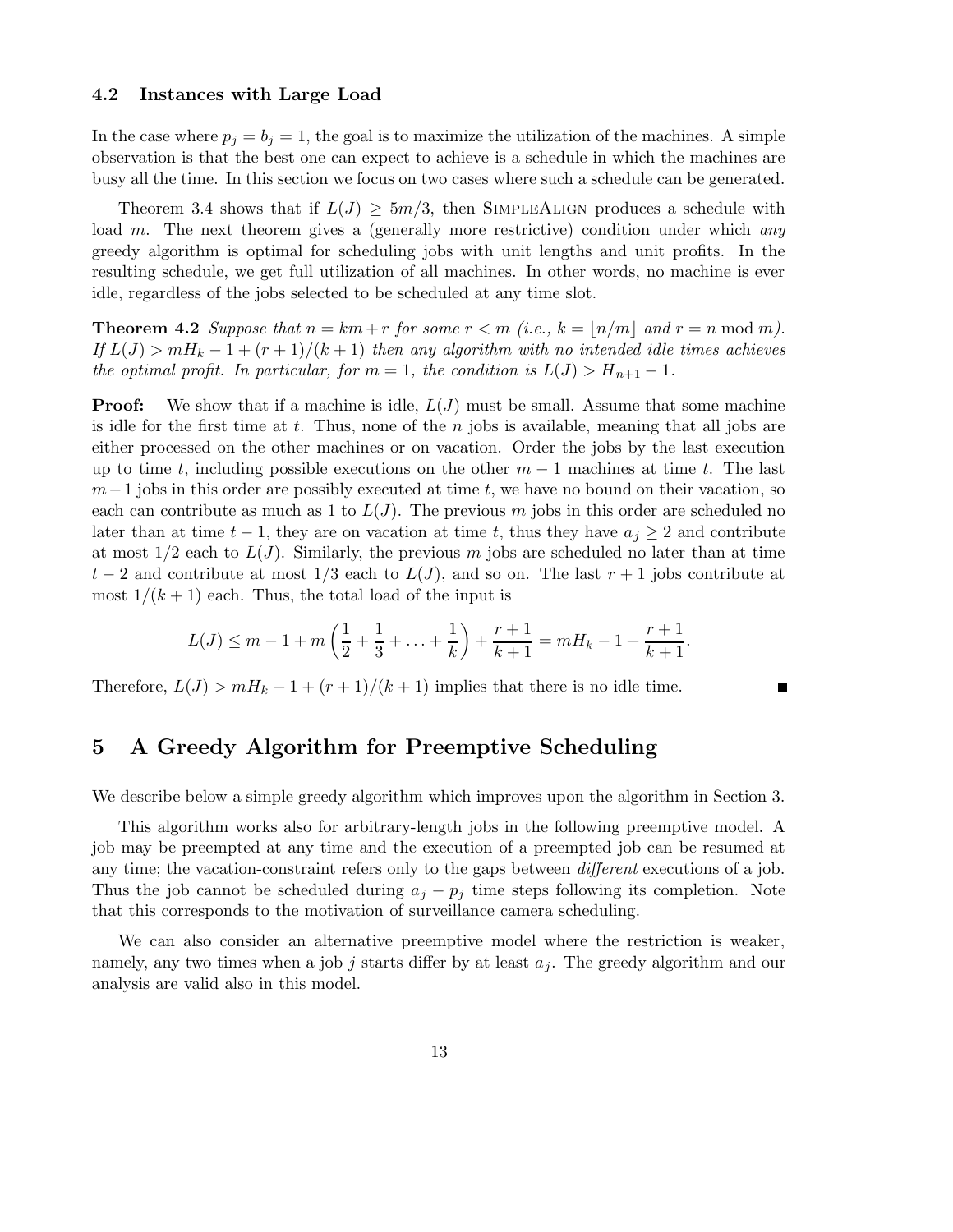### 4.2 Instances with Large Load

In the case where $p_j = b_j = 1$, the goal is to maximize the utilization of the machines. A simple observation is that the best one can expect to achieve is a schedule in which the machines are busy all the time. In this section we focus on two cases where such a schedule can be generated.

Theorem 3.4 shows that if $L(J) \geq 5m/3$, then SimpleAlign produces a schedule with load $m$. The next theorem gives a (generally more restrictive) condition under which *any* greedy algorithm is optimal for scheduling jobs with unit lengths and unit profits. In the resulting schedule, we get full utilization of all machines. In other words, no machine is ever idle, regardless of the jobs selected to be scheduled at any time slot.

**Theorem 4.2** *Suppose that $n = km + r$ for some $r < m$ (i.e., $k = \lfloor n/m \rfloor$ and $r = n \bmod m$). If $L(J) > mH_k - 1 + (r+1)/(k+1)$ then any algorithm with no intended idle times achieves the optimal profit. In particular, for $m = 1$, the condition is $L(J) > H_{n+1} - 1$.*

**Proof:** We show that if a machine is idle, $L(J)$ must be small. Assume that some machine is idle for the first time at $t$. Thus, none of the $n$ jobs is available, meaning that all jobs are either processed on the other machines or on vacation. Order the jobs by the last execution up to time $t$, including possible executions on the other $m-1$ machines at time $t$. The last $m-1$ jobs in this order are possibly executed at time $t$, we have no bound on their vacation, so each can contribute as much as 1 to $L(J)$. The previous $m$ jobs in this order are scheduled no later than at time $t-1$, they are on vacation at time $t$, thus they have $a_j \geq 2$ and contribute at most $1/2$ each to $L(J)$. Similarly, the previous $m$ jobs are scheduled no later than at time $t-2$ and contribute at most $1/3$ each to $L(J)$, and so on. The last $r+1$ jobs contribute at most $1/(k+1)$ each. Thus, the total load of the input is

$$L(J) \leq m - 1 + m\left(\frac{1}{2} + \frac{1}{3} + \ldots + \frac{1}{k}\right) + \frac{r+1}{k+1} = mH_k - 1 + \frac{r+1}{k+1}.$$

Therefore, $L(J) > mH_k - 1 + (r+1)/(k+1)$ implies that there is no idle time. ∎

## 5 A Greedy Algorithm for Preemptive Scheduling

We describe below a simple greedy algorithm which improves upon the algorithm in Section 3.

This algorithm works also for arbitrary-length jobs in the following preemptive model. A job may be preempted at any time and the execution of a preempted job can be resumed at any time; the vacation-constraint refers only to the gaps between *different* executions of a job. Thus the job cannot be scheduled during $a_j - p_j$ time steps following its completion. Note that this corresponds to the motivation of surveillance camera scheduling.

We can also consider an alternative preemptive model where the restriction is weaker, namely, any two times when a job $j$ starts differ by at least $a_j$. The greedy algorithm and our analysis are valid also in this model.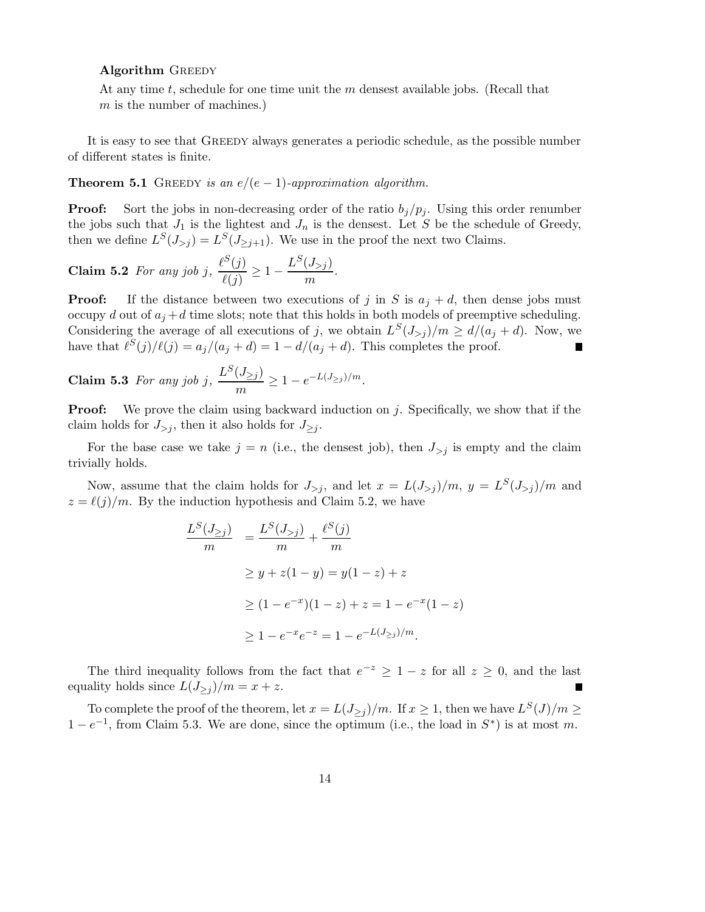**Algorithm** Greedy

At any time $t$, schedule for one time unit the $m$ densest available jobs. (Recall that $m$ is the number of machines.)

It is easy to see that Greedy always generates a periodic schedule, as the possible number of different states is finite.

**Theorem 5.1** *Greedy is an $e/(e-1)$-approximation algorithm.*

**Proof:** Sort the jobs in non-decreasing order of the ratio $b_j/p_j$. Using this order renumber the jobs such that $J_1$ is the lightest and $J_n$ is the densest. Let $S$ be the schedule of Greedy, then we define $L^S(J_{>j}) = L^S(J_{\geq j+1})$. We use in the proof the next two Claims.

**Claim 5.2** *For any job $j$, $\dfrac{\ell^S(j)}{\ell(j)} \geq 1 - \dfrac{L^S(J_{>j})}{m}$.*

**Proof:** If the distance between two executions of $j$ in $S$ is $a_j + d$, then dense jobs must occupy $d$ out of $a_j + d$ time slots; note that this holds in both models of preemptive scheduling. Considering the average of all executions of $j$, we obtain $L^S(J_{>j})/m \geq d/(a_j + d)$. Now, we have that $\ell^S(j)/\ell(j) = a_j/(a_j + d) = 1 - d/(a_j + d)$. This completes the proof. ∎

**Claim 5.3** *For any job $j$, $\dfrac{L^S(J_{\geq j})}{m} \geq 1 - e^{-L(J_{\geq j})/m}$.*

**Proof:** We prove the claim using backward induction on $j$. Specifically, we show that if the claim holds for $J_{>j}$, then it also holds for $J_{\geq j}$.

For the base case we take $j = n$ (i.e., the densest job), then $J_{>j}$ is empty and the claim trivially holds.

Now, assume that the claim holds for $J_{>j}$, and let $x = L(J_{>j})/m$, $y = L^S(J_{>j})/m$ and $z = \ell(j)/m$. By the induction hypothesis and Claim 5.2, we have

$$
\begin{aligned}
\frac{L^S(J_{\geq j})}{m} &= \frac{L^S(J_{>j})}{m} + \frac{\ell^S(j)}{m} \\
&\geq y + z(1-y) = y(1-z) + z \\
&\geq (1 - e^{-x})(1-z) + z = 1 - e^{-x}(1-z) \\
&\geq 1 - e^{-x}e^{-z} = 1 - e^{-L(J_{\geq j})/m}.
\end{aligned}
$$

The third inequality follows from the fact that $e^{-z} \geq 1 - z$ for all $z \geq 0$, and the last equality holds since $L(J_{\geq j})/m = x + z$. ∎

To complete the proof of the theorem, let $x = L(J_{\geq j})/m$. If $x \geq 1$, then we have $L^S(J)/m \geq 1 - e^{-1}$, from Claim 5.3. We are done, since the optimum (i.e., the load in $S^*$) is at most $m$.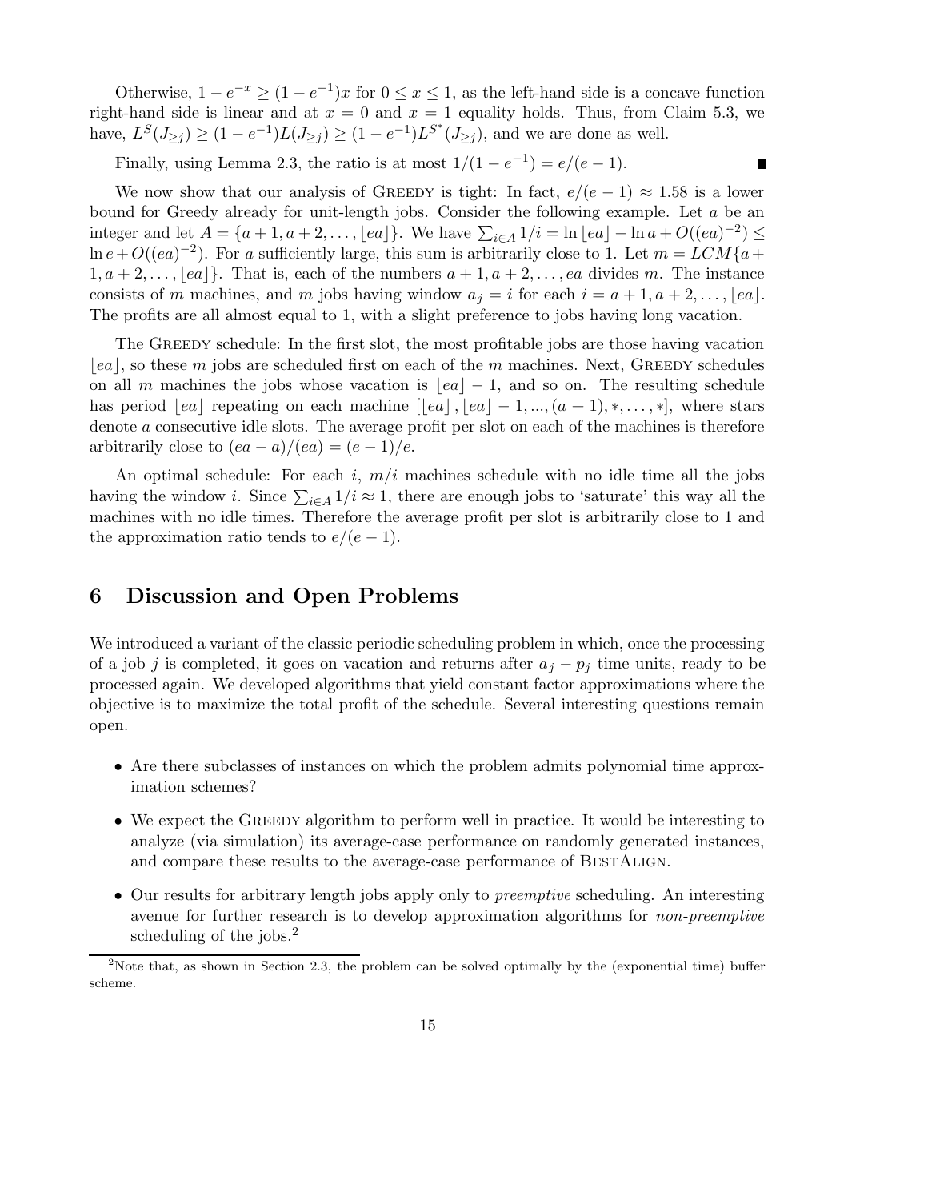Otherwise, $1 - e^{-x} \geq (1 - e^{-1})x$ for $0 \leq x \leq 1$, as the left-hand side is a concave function right-hand side is linear and at $x = 0$ and $x = 1$ equality holds. Thus, from Claim 5.3, we have, $L^S(J_{\geq j}) \geq (1 - e^{-1})L(J_{\geq j}) \geq (1 - e^{-1})L^{S^*}(J_{\geq j})$, and we are done as well.

Finally, using Lemma 2.3, the ratio is at most $1/(1 - e^{-1}) = e/(e - 1)$. ■

We now show that our analysis of GREEDY is tight: In fact, $e/(e - 1) \approx 1.58$ is a lower bound for Greedy already for unit-length jobs. Consider the following example. Let $a$ be an integer and let $A = \{a+1, a+2, \ldots, \lfloor ea \rfloor\}$. We have $\sum_{i \in A} 1/i = \ln \lfloor ea \rfloor - \ln a + O((ea)^{-2}) \leq \ln e + O((ea)^{-2})$. For $a$ sufficiently large, this sum is arbitrarily close to 1. Let $m = LCM\{a + 1, a+2, \ldots, \lfloor ea \rfloor\}$. That is, each of the numbers $a+1, a+2, \ldots, ea$ divides $m$. The instance consists of $m$ machines, and $m$ jobs having window $a_j = i$ for each $i = a+1, a+2, \ldots, \lfloor ea \rfloor$. The profits are all almost equal to 1, with a slight preference to jobs having long vacation.

The GREEDY schedule: In the first slot, the most profitable jobs are those having vacation $\lfloor ea \rfloor$, so these $m$ jobs are scheduled first on each of the $m$ machines. Next, GREEDY schedules on all $m$ machines the jobs whose vacation is $\lfloor ea \rfloor - 1$, and so on. The resulting schedule has period $\lfloor ea \rfloor$ repeating on each machine $[\lfloor ea \rfloor, \lfloor ea \rfloor - 1, ..., (a+1), *, \ldots, *]$, where stars denote $a$ consecutive idle slots. The average profit per slot on each of the machines is therefore arbitrarily close to $(ea - a)/(ea) = (e - 1)/e$.

An optimal schedule: For each $i$, $m/i$ machines schedule with no idle time all the jobs having the window $i$. Since $\sum_{i \in A} 1/i \approx 1$, there are enough jobs to 'saturate' this way all the machines with no idle times. Therefore the average profit per slot is arbitrarily close to 1 and the approximation ratio tends to $e/(e - 1)$.

## 6 Discussion and Open Problems

We introduced a variant of the classic periodic scheduling problem in which, once the processing of a job $j$ is completed, it goes on vacation and returns after $a_j - p_j$ time units, ready to be processed again. We developed algorithms that yield constant factor approximations where the objective is to maximize the total profit of the schedule. Several interesting questions remain open.

- Are there subclasses of instances on which the problem admits polynomial time approximation schemes?
- We expect the GREEDY algorithm to perform well in practice. It would be interesting to analyze (via simulation) its average-case performance on randomly generated instances, and compare these results to the average-case performance of BESTALIGN.
- Our results for arbitrary length jobs apply only to *preemptive* scheduling. An interesting avenue for further research is to develop approximation algorithms for *non-preemptive* scheduling of the jobs.[2]

[2] Note that, as shown in Section 2.3, the problem can be solved optimally by the (exponential time) buffer scheme.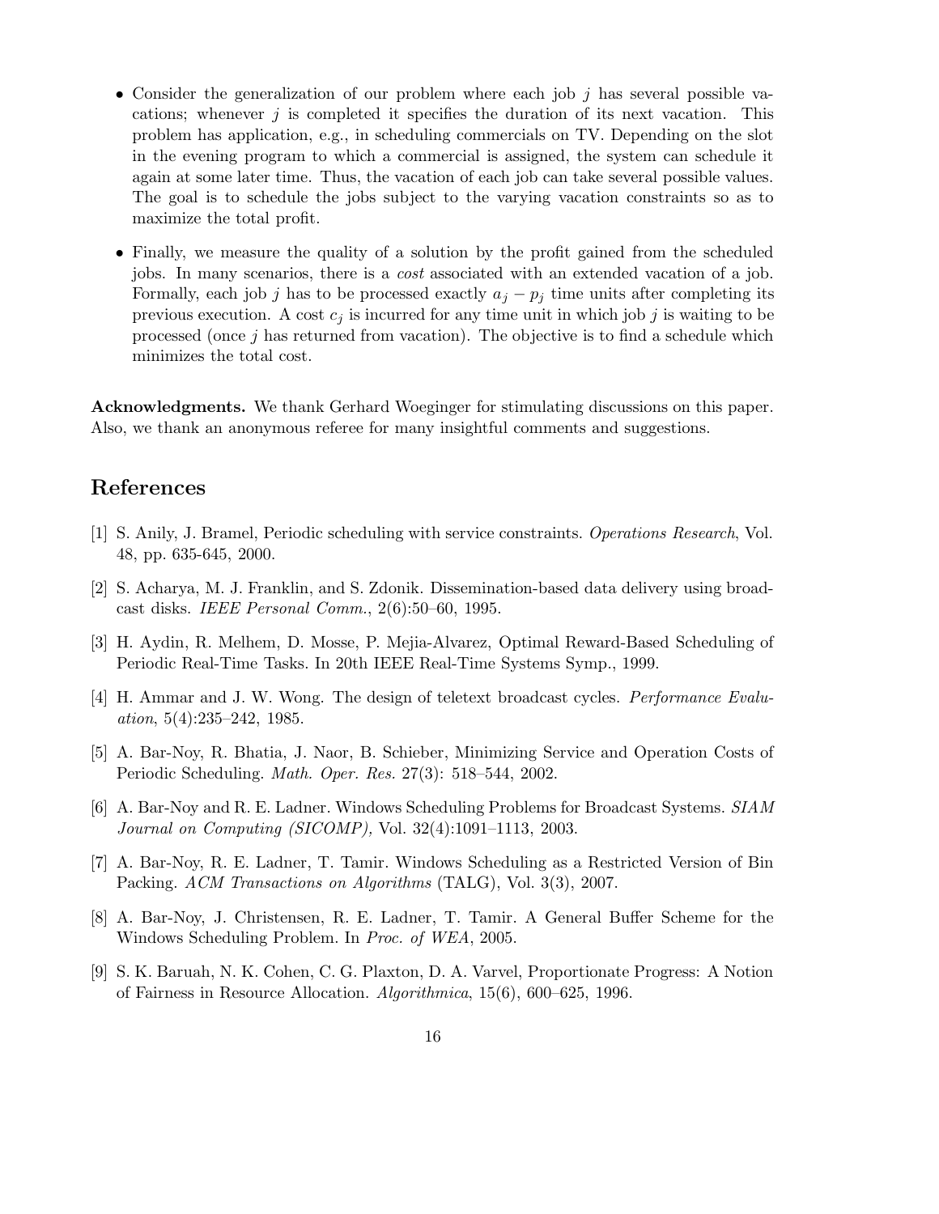- Consider the generalization of our problem where each job $j$ has several possible vacations; whenever $j$ is completed it specifies the duration of its next vacation. This problem has application, e.g., in scheduling commercials on TV. Depending on the slot in the evening program to which a commercial is assigned, the system can schedule it again at some later time. Thus, the vacation of each job can take several possible values. The goal is to schedule the jobs subject to the varying vacation constraints so as to maximize the total profit.

- Finally, we measure the quality of a solution by the profit gained from the scheduled jobs. In many scenarios, there is a *cost* associated with an extended vacation of a job. Formally, each job $j$ has to be processed exactly $a_j - p_j$ time units after completing its previous execution. A cost $c_j$ is incurred for any time unit in which job $j$ is waiting to be processed (once $j$ has returned from vacation). The objective is to find a schedule which minimizes the total cost.

**Acknowledgments.** We thank Gerhard Woeginger for stimulating discussions on this paper. Also, we thank an anonymous referee for many insightful comments and suggestions.

## References

[1] S. Anily, J. Bramel, Periodic scheduling with service constraints. *Operations Research*, Vol. 48, pp. 635-645, 2000.

[2] S. Acharya, M. J. Franklin, and S. Zdonik. Dissemination-based data delivery using broadcast disks. *IEEE Personal Comm.*, 2(6):50–60, 1995.

[3] H. Aydin, R. Melhem, D. Mosse, P. Mejia-Alvarez, Optimal Reward-Based Scheduling of Periodic Real-Time Tasks. In 20th IEEE Real-Time Systems Symp., 1999.

[4] H. Ammar and J. W. Wong. The design of teletext broadcast cycles. *Performance Evaluation*, 5(4):235–242, 1985.

[5] A. Bar-Noy, R. Bhatia, J. Naor, B. Schieber, Minimizing Service and Operation Costs of Periodic Scheduling. *Math. Oper. Res.* 27(3): 518–544, 2002.

[6] A. Bar-Noy and R. E. Ladner. Windows Scheduling Problems for Broadcast Systems. *SIAM Journal on Computing (SICOMP),* Vol. 32(4):1091–1113, 2003.

[7] A. Bar-Noy, R. E. Ladner, T. Tamir. Windows Scheduling as a Restricted Version of Bin Packing. *ACM Transactions on Algorithms* (TALG), Vol. 3(3), 2007.

[8] A. Bar-Noy, J. Christensen, R. E. Ladner, T. Tamir. A General Buffer Scheme for the Windows Scheduling Problem. In *Proc. of WEA*, 2005.

[9] S. K. Baruah, N. K. Cohen, C. G. Plaxton, D. A. Varvel, Proportionate Progress: A Notion of Fairness in Resource Allocation. *Algorithmica*, 15(6), 600–625, 1996.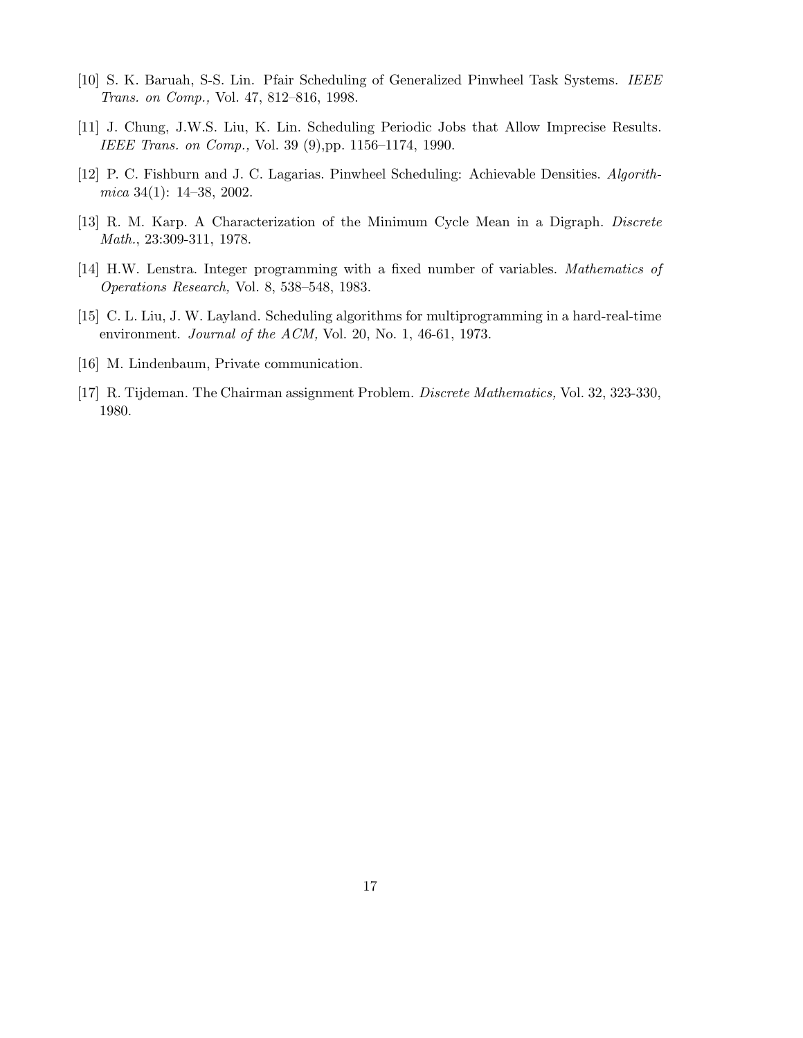[10] S. K. Baruah, S-S. Lin. Pfair Scheduling of Generalized Pinwheel Task Systems. *IEEE Trans. on Comp.,* Vol. 47, 812–816, 1998.

[11] J. Chung, J.W.S. Liu, K. Lin. Scheduling Periodic Jobs that Allow Imprecise Results. *IEEE Trans. on Comp.,* Vol. 39 (9),pp. 1156–1174, 1990.

[12] P. C. Fishburn and J. C. Lagarias. Pinwheel Scheduling: Achievable Densities. *Algorithmica* 34(1): 14–38, 2002.

[13] R. M. Karp. A Characterization of the Minimum Cycle Mean in a Digraph. *Discrete Math.*, 23:309-311, 1978.

[14] H.W. Lenstra. Integer programming with a fixed number of variables. *Mathematics of Operations Research,* Vol. 8, 538–548, 1983.

[15] C. L. Liu, J. W. Layland. Scheduling algorithms for multiprogramming in a hard-real-time environment. *Journal of the ACM,* Vol. 20, No. 1, 46-61, 1973.

[16] M. Lindenbaum, Private communication.

[17] R. Tijdeman. The Chairman assignment Problem. *Discrete Mathematics,* Vol. 32, 323-330, 1980.